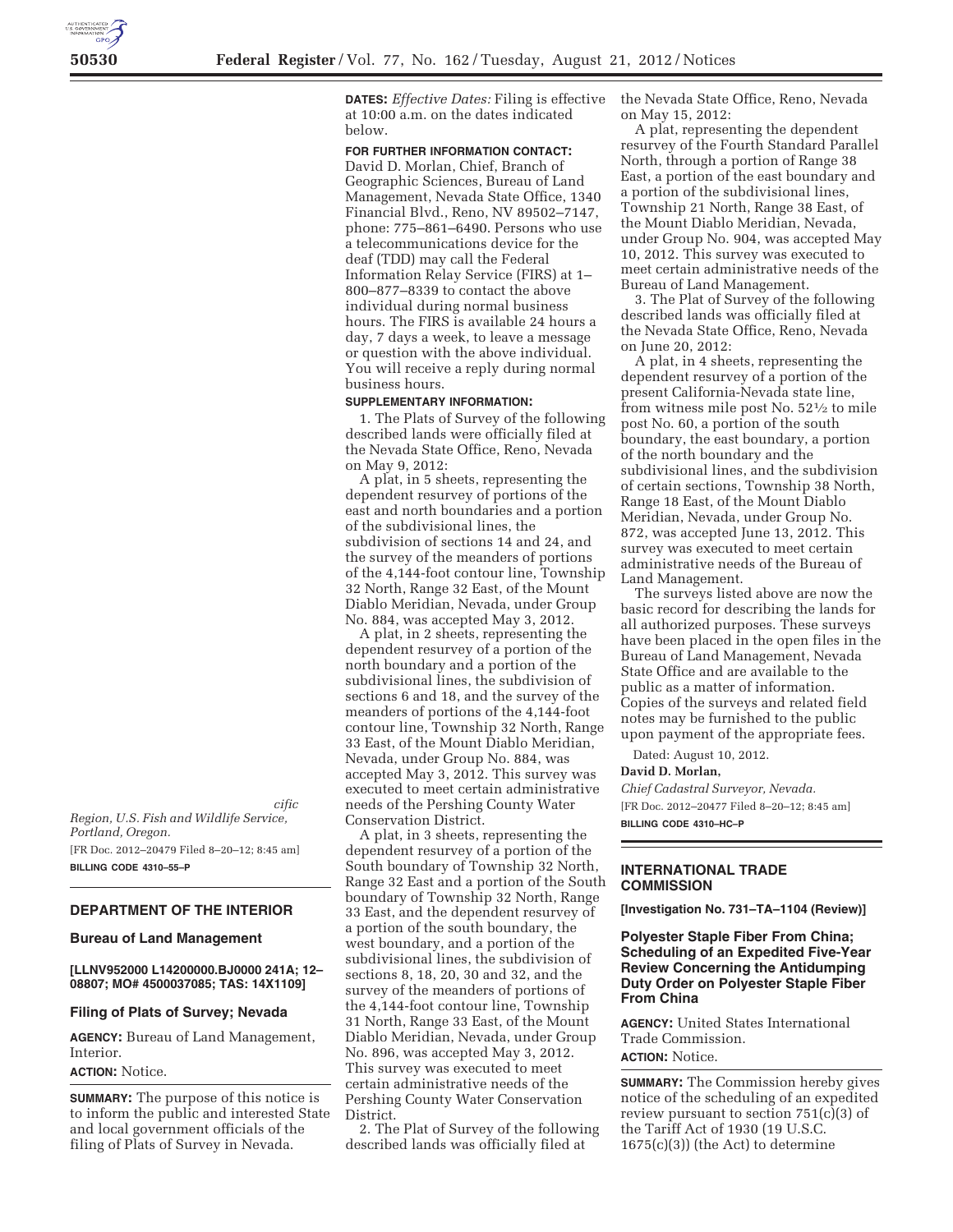*cific Region, U.S. Fish and Wildlife Service, Portland, Oregon.*

[FR Doc. 2012–20479 Filed 8–20–12; 8:45 am]

**BILLING CODE 4310–55–P**

## DEPARTMENT OF THE INTERIOR

### Bureau of Land Management

**[LLNV952000 L14200000.BJ0000 241A; 12–08807; MO# 4500037085; TAS: 14X1109]**

### Filing of Plats of Survey; Nevada

**AGENCY:** Bureau of Land Management, Interior.

**ACTION:** Notice.

**SUMMARY:** The purpose of this notice is to inform the public and interested State and local government officials of the filing of Plats of Survey in Nevada.

**DATES:** *Effective Dates:* Filing is effective at 10:00 a.m. on the dates indicated below.

**FOR FURTHER INFORMATION CONTACT:** David D. Morlan, Chief, Branch of Geographic Sciences, Bureau of Land Management, Nevada State Office, 1340 Financial Blvd., Reno, NV 89502–7147, phone: 775–861–6490. Persons who use a telecommunications device for the deaf (TDD) may call the Federal Information Relay Service (FIRS) at 1–800–877–8339 to contact the above individual during normal business hours. The FIRS is available 24 hours a day, 7 days a week, to leave a message or question with the above individual. You will receive a reply during normal business hours.

**SUPPLEMENTARY INFORMATION:**

1. The Plats of Survey of the following described lands were officially filed at the Nevada State Office, Reno, Nevada on May 9, 2012:

A plat, in 5 sheets, representing the dependent resurvey of portions of the east and north boundaries and a portion of the subdivisional lines, the subdivision of sections 14 and 24, and the survey of the meanders of portions of the 4,144-foot contour line, Township 32 North, Range 32 East, of the Mount Diablo Meridian, Nevada, under Group No. 884, was accepted May 3, 2012.

A plat, in 2 sheets, representing the dependent resurvey of a portion of the north boundary and a portion of the subdivisional lines, the subdivision of sections 6 and 18, and the survey of the meanders of portions of the 4,144-foot contour line, Township 32 North, Range 33 East, of the Mount Diablo Meridian, Nevada, under Group No. 884, was accepted May 3, 2012. This survey was executed to meet certain administrative needs of the Pershing County Water Conservation District.

A plat, in 3 sheets, representing the dependent resurvey of a portion of the South boundary of Township 32 North, Range 32 East and a portion of the South boundary of Township 32 North, Range 33 East, and the dependent resurvey of a portion of the south boundary, the west boundary, and a portion of the subdivisional lines, the subdivision of sections 8, 18, 20, 30 and 32, and the survey of the meanders of portions of the 4,144-foot contour line, Township 31 North, Range 33 East, of the Mount Diablo Meridian, Nevada, under Group No. 896, was accepted May 3, 2012. This survey was executed to meet certain administrative needs of the Pershing County Water Conservation District.

2. The Plat of Survey of the following described lands was officially filed at the Nevada State Office, Reno, Nevada on May 15, 2012:

A plat, representing the dependent resurvey of the Fourth Standard Parallel North, through a portion of Range 38 East, a portion of the east boundary and a portion of the subdivisional lines, Township 21 North, Range 38 East, of the Mount Diablo Meridian, Nevada, under Group No. 904, was accepted May 10, 2012. This survey was executed to meet certain administrative needs of the Bureau of Land Management.

3. The Plat of Survey of the following described lands was officially filed at the Nevada State Office, Reno, Nevada on June 20, 2012:

A plat, in 4 sheets, representing the dependent resurvey of a portion of the present California-Nevada state line, from witness mile post No. 52½ to mile post No. 60, a portion of the south boundary, the east boundary, a portion of the north boundary and the subdivisional lines, and the subdivision of certain sections, Township 38 North, Range 18 East, of the Mount Diablo Meridian, Nevada, under Group No. 872, was accepted June 13, 2012. This survey was executed to meet certain administrative needs of the Bureau of Land Management.

The surveys listed above are now the basic record for describing the lands for all authorized purposes. These surveys have been placed in the open files in the Bureau of Land Management, Nevada State Office and are available to the public as a matter of information. Copies of the surveys and related field notes may be furnished to the public upon payment of the appropriate fees.

Dated: August 10, 2012.

**David D. Morlan,**

*Chief Cadastral Surveyor, Nevada.*

[FR Doc. 2012–20477 Filed 8–20–12; 8:45 am]

**BILLING CODE 4310–HC–P**

## INTERNATIONAL TRADE COMMISSION

**[Investigation No. 731–TA–1104 (Review)]**

### Polyester Staple Fiber From China; Scheduling of an Expedited Five-Year Review Concerning the Antidumping Duty Order on Polyester Staple Fiber From China

**AGENCY:** United States International Trade Commission.

**ACTION:** Notice.

**SUMMARY:** The Commission hereby gives notice of the scheduling of an expedited review pursuant to section 751(c)(3) of the Tariff Act of 1930 (19 U.S.C. 1675(c)(3)) (the Act) to determine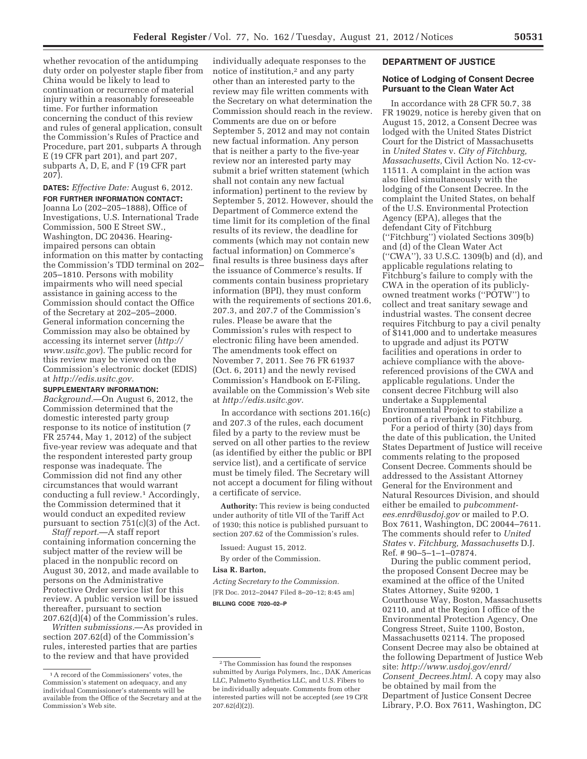whether revocation of the antidumping duty order on polyester staple fiber from China would be likely to lead to continuation or recurrence of material injury within a reasonably foreseeable time. For further information concerning the conduct of this review and rules of general application, consult the Commission's Rules of Practice and Procedure, part 201, subparts A through E (19 CFR part 201), and part 207, subparts A, D, E, and F (19 CFR part 207).

**DATES:** *Effective Date:* August 6, 2012.

**FOR FURTHER INFORMATION CONTACT:** Joanna Lo (202–205–1888), Office of Investigations, U.S. International Trade Commission, 500 E Street SW., Washington, DC 20436. Hearing-impaired persons can obtain information on this matter by contacting the Commission's TDD terminal on 202–205–1810. Persons with mobility impairments who will need special assistance in gaining access to the Commission should contact the Office of the Secretary at 202–205–2000. General information concerning the Commission may also be obtained by accessing its internet server (*http://www.usitc.gov*). The public record for this review may be viewed on the Commission's electronic docket (EDIS) at *http://edis.usitc.gov.*

**SUPPLEMENTARY INFORMATION:**

*Background.*—On August 6, 2012, the Commission determined that the domestic interested party group response to its notice of institution (7 FR 25744, May 1, 2012) of the subject five-year review was adequate and that the respondent interested party group response was inadequate. The Commission did not find any other circumstances that would warrant conducting a full review.[1] Accordingly, the Commission determined that it would conduct an expedited review pursuant to section 751(c)(3) of the Act.

*Staff report.*—A staff report containing information concerning the subject matter of the review will be placed in the nonpublic record on August 30, 2012, and made available to persons on the Administrative Protective Order service list for this review. A public version will be issued thereafter, pursuant to section 207.62(d)(4) of the Commission's rules.

*Written submissions.*—As provided in section 207.62(d) of the Commission's rules, interested parties that are parties to the review and that have provided individually adequate responses to the notice of institution,[2] and any party other than an interested party to the review may file written comments with the Secretary on what determination the Commission should reach in the review. Comments are due on or before September 5, 2012 and may not contain new factual information. Any person that is neither a party to the five-year review nor an interested party may submit a brief written statement (which shall not contain any new factual information) pertinent to the review by September 5, 2012. However, should the Department of Commerce extend the time limit for its completion of the final results of its review, the deadline for comments (which may not contain new factual information) on Commerce's final results is three business days after the issuance of Commerce's results. If comments contain business proprietary information (BPI), they must conform with the requirements of sections 201.6, 207.3, and 207.7 of the Commission's rules. Please be aware that the Commission's rules with respect to electronic filing have been amended. The amendments took effect on November 7, 2011. See 76 FR 61937 (Oct. 6, 2011) and the newly revised Commission's Handbook on E-Filing, available on the Commission's Web site at *http://edis.usitc.gov.*

In accordance with sections 201.16(c) and 207.3 of the rules, each document filed by a party to the review must be served on all other parties to the review (as identified by either the public or BPI service list), and a certificate of service must be timely filed. The Secretary will not accept a document for filing without a certificate of service.

**Authority:** This review is being conducted under authority of title VII of the Tariff Act of 1930; this notice is published pursuant to section 207.62 of the Commission's rules.

Issued: August 15, 2012.

By order of the Commission.

**Lisa R. Barton,**

*Acting Secretary to the Commission.*

[FR Doc. 2012–20447 Filed 8–20–12; 8:45 am]

**BILLING CODE 7020–02–P**

[1] A record of the Commissioners' votes, the Commission's statement on adequacy, and any individual Commissioner's statements will be available from the Office of the Secretary and at the Commission's Web site.

[2] The Commission has found the responses submitted by Auriga Polymers, Inc., DAK Americas LLC, Palmetto Synthetics LLC, and U.S. Fibers to be individually adequate. Comments from other interested parties will not be accepted (*see* 19 CFR 207.62(d)(2)).

## DEPARTMENT OF JUSTICE

### Notice of Lodging of Consent Decree Pursuant to the Clean Water Act

In accordance with 28 CFR 50.7, 38 FR 19029, notice is hereby given that on August 15, 2012, a Consent Decree was lodged with the United States District Court for the District of Massachusetts in *United States* v. *City of Fitchburg, Massachusetts,* Civil Action No. 12-cv-11511. A complaint in the action was also filed simultaneously with the lodging of the Consent Decree. In the complaint the United States, on behalf of the U.S. Environmental Protection Agency (EPA), alleges that the defendant City of Fitchburg (''Fitchburg'') violated Sections 309(b) and (d) of the Clean Water Act (''CWA''), 33 U.S.C. 1309(b) and (d), and applicable regulations relating to Fitchburg's failure to comply with the CWA in the operation of its publicly-owned treatment works (''POTW'') to collect and treat sanitary sewage and industrial wastes. The consent decree requires Fitchburg to pay a civil penalty of $141,000 and to undertake measures to upgrade and adjust its POTW facilities and operations in order to achieve compliance with the above-referenced provisions of the CWA and applicable regulations. Under the consent decree Fitchburg will also undertake a Supplemental Environmental Project to stabilize a portion of a riverbank in Fitchburg.

For a period of thirty (30) days from the date of this publication, the United States Department of Justice will receive comments relating to the proposed Consent Decree. Comments should be addressed to the Assistant Attorney General for the Environment and Natural Resources Division, and should either be emailed to *pubcomment-ees.enrd@usdoj.gov* or mailed to P.O. Box 7611, Washington, DC 20044–7611. The comments should refer to *United States* v. *Fitchburg, Massachusetts* D.J. Ref. # 90–5–1–1–07874.

During the public comment period, the proposed Consent Decree may be examined at the office of the United States Attorney, Suite 9200, 1 Courthouse Way, Boston, Massachusetts 02110, and at the Region I office of the Environmental Protection Agency, One Congress Street, Suite 1100, Boston, Massachusetts 02114. The proposed Consent Decree may also be obtained at the following Department of Justice Web site: *http://www.usdoj.gov/enrd/Consent_Decrees.html.* A copy may also be obtained by mail from the Department of Justice Consent Decree Library, P.O. Box 7611, Washington, DC